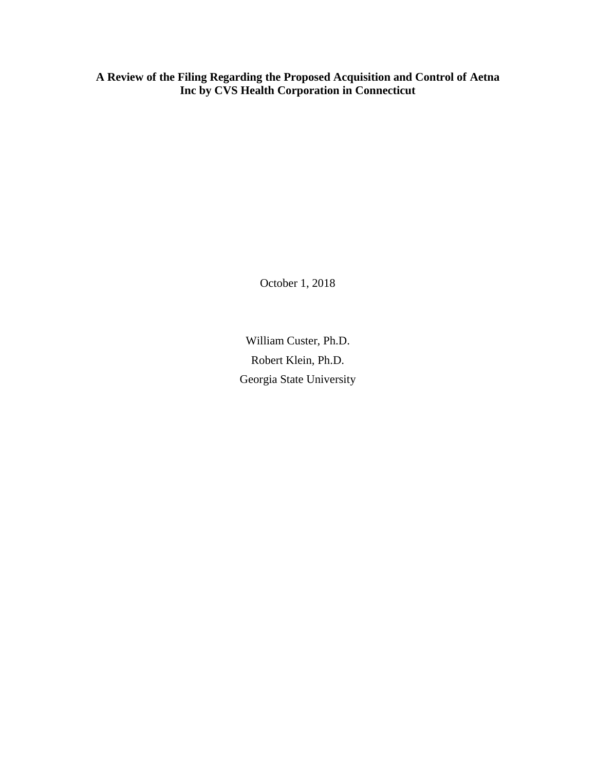# A Review of the Filing Regarding the Proposed Acquisition and Control of Aetna Inc by CVS Health Corporation in Connecticut

October 1, 2018

William Custer, Ph.D.

Robert Klein, Ph.D.

Georgia State University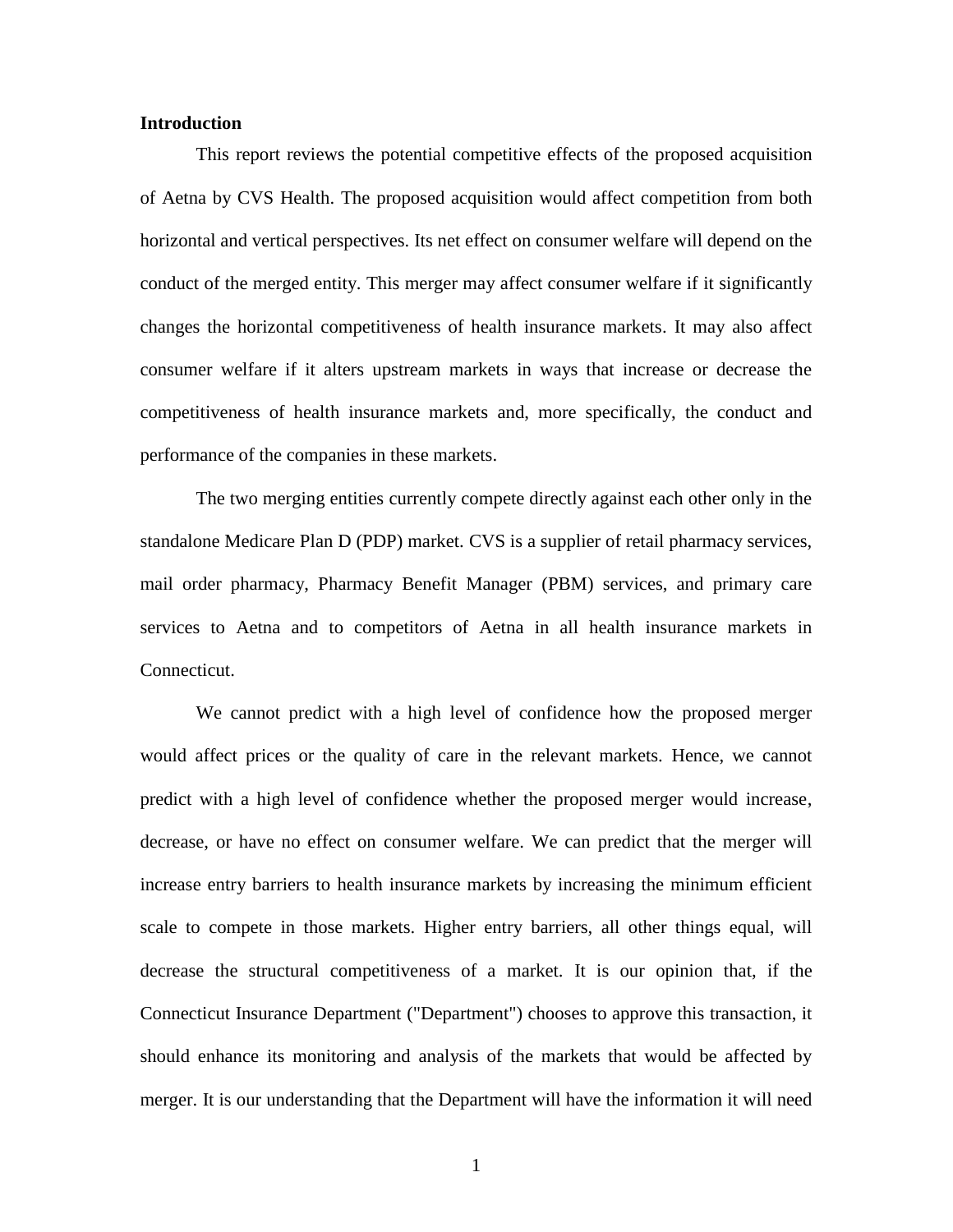**Introduction**

This report reviews the potential competitive effects of the proposed acquisition of Aetna by CVS Health. The proposed acquisition would affect competition from both horizontal and vertical perspectives. Its net effect on consumer welfare will depend on the conduct of the merged entity. This merger may affect consumer welfare if it significantly changes the horizontal competitiveness of health insurance markets. It may also affect consumer welfare if it alters upstream markets in ways that increase or decrease the competitiveness of health insurance markets and, more specifically, the conduct and performance of the companies in these markets.

The two merging entities currently compete directly against each other only in the standalone Medicare Plan D (PDP) market. CVS is a supplier of retail pharmacy services, mail order pharmacy, Pharmacy Benefit Manager (PBM) services, and primary care services to Aetna and to competitors of Aetna in all health insurance markets in Connecticut.

We cannot predict with a high level of confidence how the proposed merger would affect prices or the quality of care in the relevant markets. Hence, we cannot predict with a high level of confidence whether the proposed merger would increase, decrease, or have no effect on consumer welfare. We can predict that the merger will increase entry barriers to health insurance markets by increasing the minimum efficient scale to compete in those markets. Higher entry barriers, all other things equal, will decrease the structural competitiveness of a market. It is our opinion that, if the Connecticut Insurance Department ("Department") chooses to approve this transaction, it should enhance its monitoring and analysis of the markets that would be affected by merger. It is our understanding that the Department will have the information it will need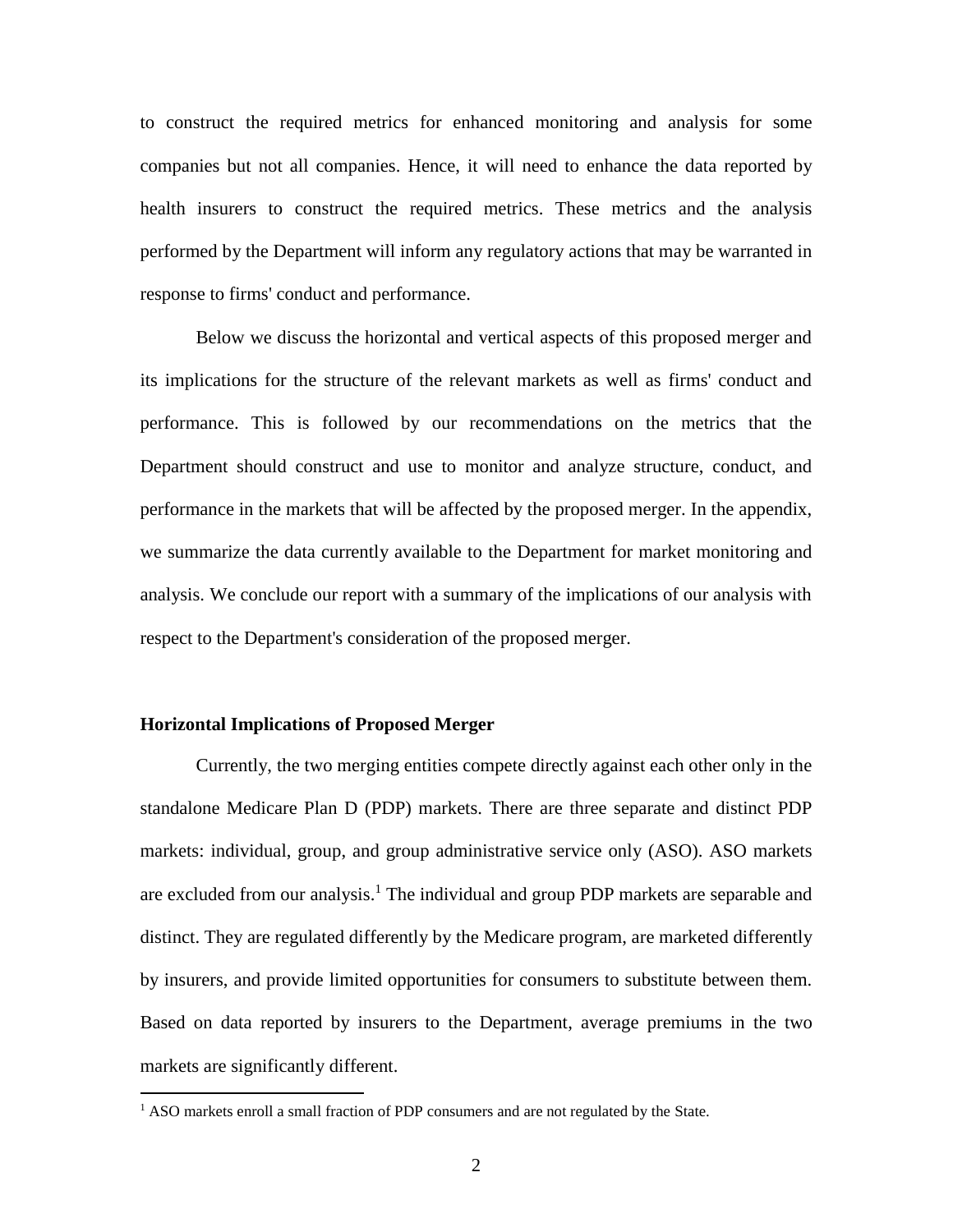to construct the required metrics for enhanced monitoring and analysis for some companies but not all companies. Hence, it will need to enhance the data reported by health insurers to construct the required metrics. These metrics and the analysis performed by the Department will inform any regulatory actions that may be warranted in response to firms' conduct and performance.

Below we discuss the horizontal and vertical aspects of this proposed merger and its implications for the structure of the relevant markets as well as firms' conduct and performance. This is followed by our recommendations on the metrics that the Department should construct and use to monitor and analyze structure, conduct, and performance in the markets that will be affected by the proposed merger. In the appendix, we summarize the data currently available to the Department for market monitoring and analysis. We conclude our report with a summary of the implications of our analysis with respect to the Department's consideration of the proposed merger.

**Horizontal Implications of Proposed Merger**

Currently, the two merging entities compete directly against each other only in the standalone Medicare Plan D (PDP) markets. There are three separate and distinct PDP markets: individual, group, and group administrative service only (ASO). ASO markets are excluded from our analysis.[1] The individual and group PDP markets are separable and distinct. They are regulated differently by the Medicare program, are marketed differently by insurers, and provide limited opportunities for consumers to substitute between them. Based on data reported by insurers to the Department, average premiums in the two markets are significantly different.

[1] ASO markets enroll a small fraction of PDP consumers and are not regulated by the State.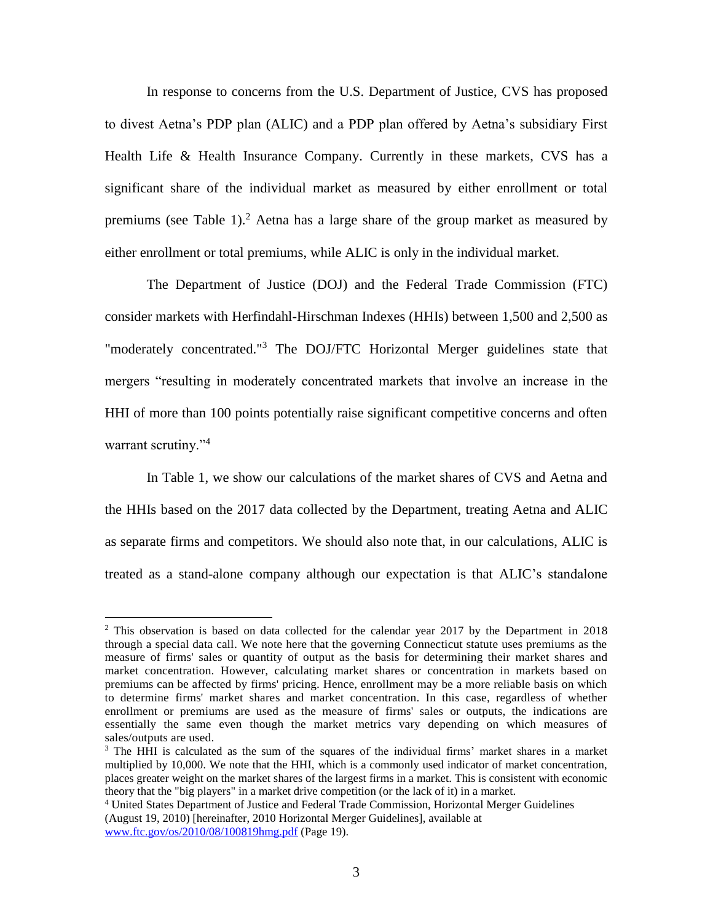In response to concerns from the U.S. Department of Justice, CVS has proposed to divest Aetna's PDP plan (ALIC) and a PDP plan offered by Aetna's subsidiary First Health Life & Health Insurance Company. Currently in these markets, CVS has a significant share of the individual market as measured by either enrollment or total premiums (see Table 1).[2] Aetna has a large share of the group market as measured by either enrollment or total premiums, while ALIC is only in the individual market.

The Department of Justice (DOJ) and the Federal Trade Commission (FTC) consider markets with Herfindahl-Hirschman Indexes (HHIs) between 1,500 and 2,500 as "moderately concentrated."[3] The DOJ/FTC Horizontal Merger guidelines state that mergers "resulting in moderately concentrated markets that involve an increase in the HHI of more than 100 points potentially raise significant competitive concerns and often warrant scrutiny."[4]

In Table 1, we show our calculations of the market shares of CVS and Aetna and the HHIs based on the 2017 data collected by the Department, treating Aetna and ALIC as separate firms and competitors. We should also note that, in our calculations, ALIC is treated as a stand-alone company although our expectation is that ALIC's standalone

---

[2] This observation is based on data collected for the calendar year 2017 by the Department in 2018 through a special data call. We note here that the governing Connecticut statute uses premiums as the measure of firms' sales or quantity of output as the basis for determining their market shares and market concentration. However, calculating market shares or concentration in markets based on premiums can be affected by firms' pricing. Hence, enrollment may be a more reliable basis on which to determine firms' market shares and market concentration. In this case, regardless of whether enrollment or premiums are used as the measure of firms' sales or outputs, the indications are essentially the same even though the market metrics vary depending on which measures of sales/outputs are used.

[3] The HHI is calculated as the sum of the squares of the individual firms' market shares in a market multiplied by 10,000. We note that the HHI, which is a commonly used indicator of market concentration, places greater weight on the market shares of the largest firms in a market. This is consistent with economic theory that the "big players" in a market drive competition (or the lack of it) in a market.

[4] United States Department of Justice and Federal Trade Commission, Horizontal Merger Guidelines (August 19, 2010) [hereinafter, 2010 Horizontal Merger Guidelines], available at www.ftc.gov/os/2010/08/100819hmg.pdf (Page 19).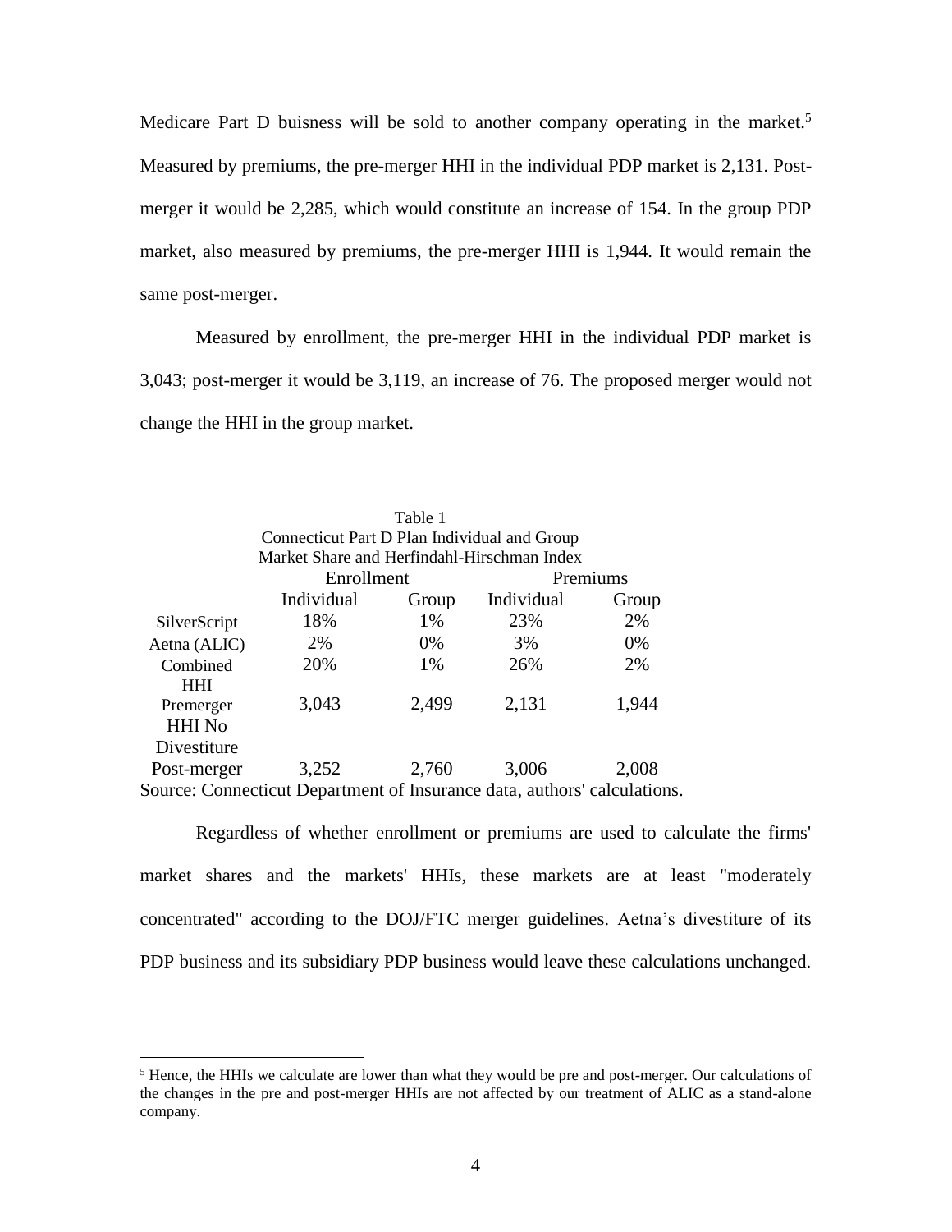Medicare Part D buisness will be sold to another company operating in the market.[5] Measured by premiums, the pre-merger HHI in the individual PDP market is 2,131. Post-merger it would be 2,285, which would constitute an increase of 154. In the group PDP market, also measured by premiums, the pre-merger HHI is 1,944. It would remain the same post-merger.

Measured by enrollment, the pre-merger HHI in the individual PDP market is 3,043; post-merger it would be 3,119, an increase of 76. The proposed merger would not change the HHI in the group market.

Table 1
Connecticut Part D Plan Individual and Group
Market Share and Herfindahl-Hirschman Index

| | Enrollment | | Premiums | |
|---|---|---|---|---|
| | Individual | Group | Individual | Group |
| SilverScript | 18% | 1% | 23% | 2% |
| Aetna (ALIC) | 2% | 0% | 3% | 0% |
| Combined | 20% | 1% | 26% | 2% |
| HHI Premerger | 3,043 | 2,499 | 2,131 | 1,944 |
| HHI No Divestiture Post-merger | 3,252 | 2,760 | 3,006 | 2,008 |

Source: Connecticut Department of Insurance data, authors' calculations.

Regardless of whether enrollment or premiums are used to calculate the firms' market shares and the markets' HHIs, these markets are at least "moderately concentrated" according to the DOJ/FTC merger guidelines. Aetna's divestiture of its PDP business and its subsidiary PDP business would leave these calculations unchanged.

[5] Hence, the HHIs we calculate are lower than what they would be pre and post-merger. Our calculations of the changes in the pre and post-merger HHIs are not affected by our treatment of ALIC as a stand-alone company.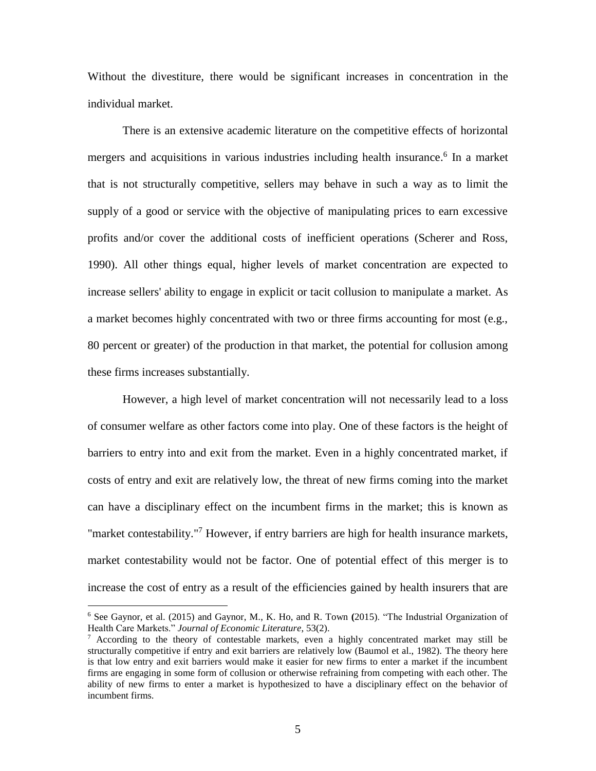Without the divestiture, there would be significant increases in concentration in the individual market.

There is an extensive academic literature on the competitive effects of horizontal mergers and acquisitions in various industries including health insurance.[6] In a market that is not structurally competitive, sellers may behave in such a way as to limit the supply of a good or service with the objective of manipulating prices to earn excessive profits and/or cover the additional costs of inefficient operations (Scherer and Ross, 1990). All other things equal, higher levels of market concentration are expected to increase sellers' ability to engage in explicit or tacit collusion to manipulate a market. As a market becomes highly concentrated with two or three firms accounting for most (e.g., 80 percent or greater) of the production in that market, the potential for collusion among these firms increases substantially.

However, a high level of market concentration will not necessarily lead to a loss of consumer welfare as other factors come into play. One of these factors is the height of barriers to entry into and exit from the market. Even in a highly concentrated market, if costs of entry and exit are relatively low, the threat of new firms coming into the market can have a disciplinary effect on the incumbent firms in the market; this is known as "market contestability."[7] However, if entry barriers are high for health insurance markets, market contestability would not be factor. One of potential effect of this merger is to increase the cost of entry as a result of the efficiencies gained by health insurers that are

---

[6] See Gaynor, et al. (2015) and Gaynor, M., K. Ho, and R. Town **(**2015). "The Industrial Organization of Health Care Markets." *Journal of Economic Literature*, 53(2).

[7] According to the theory of contestable markets, even a highly concentrated market may still be structurally competitive if entry and exit barriers are relatively low (Baumol et al., 1982). The theory here is that low entry and exit barriers would make it easier for new firms to enter a market if the incumbent firms are engaging in some form of collusion or otherwise refraining from competing with each other. The ability of new firms to enter a market is hypothesized to have a disciplinary effect on the behavior of incumbent firms.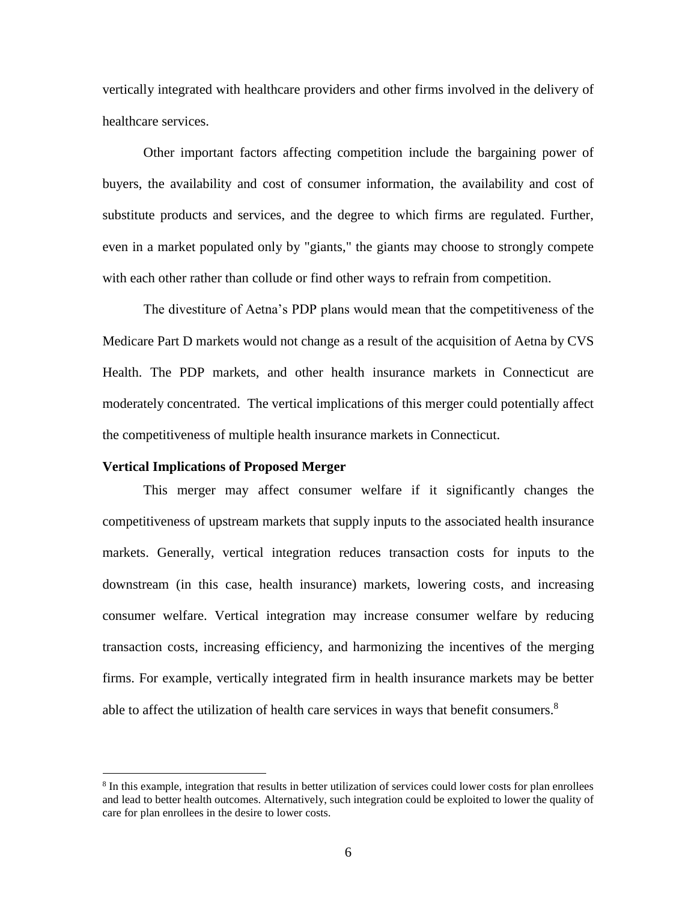vertically integrated with healthcare providers and other firms involved in the delivery of healthcare services.

Other important factors affecting competition include the bargaining power of buyers, the availability and cost of consumer information, the availability and cost of substitute products and services, and the degree to which firms are regulated. Further, even in a market populated only by "giants," the giants may choose to strongly compete with each other rather than collude or find other ways to refrain from competition.

The divestiture of Aetna's PDP plans would mean that the competitiveness of the Medicare Part D markets would not change as a result of the acquisition of Aetna by CVS Health. The PDP markets, and other health insurance markets in Connecticut are moderately concentrated. The vertical implications of this merger could potentially affect the competitiveness of multiple health insurance markets in Connecticut.

**Vertical Implications of Proposed Merger**

This merger may affect consumer welfare if it significantly changes the competitiveness of upstream markets that supply inputs to the associated health insurance markets. Generally, vertical integration reduces transaction costs for inputs to the downstream (in this case, health insurance) markets, lowering costs, and increasing consumer welfare. Vertical integration may increase consumer welfare by reducing transaction costs, increasing efficiency, and harmonizing the incentives of the merging firms. For example, vertically integrated firm in health insurance markets may be better able to affect the utilization of health care services in ways that benefit consumers.[8]

[8] In this example, integration that results in better utilization of services could lower costs for plan enrollees and lead to better health outcomes. Alternatively, such integration could be exploited to lower the quality of care for plan enrollees in the desire to lower costs.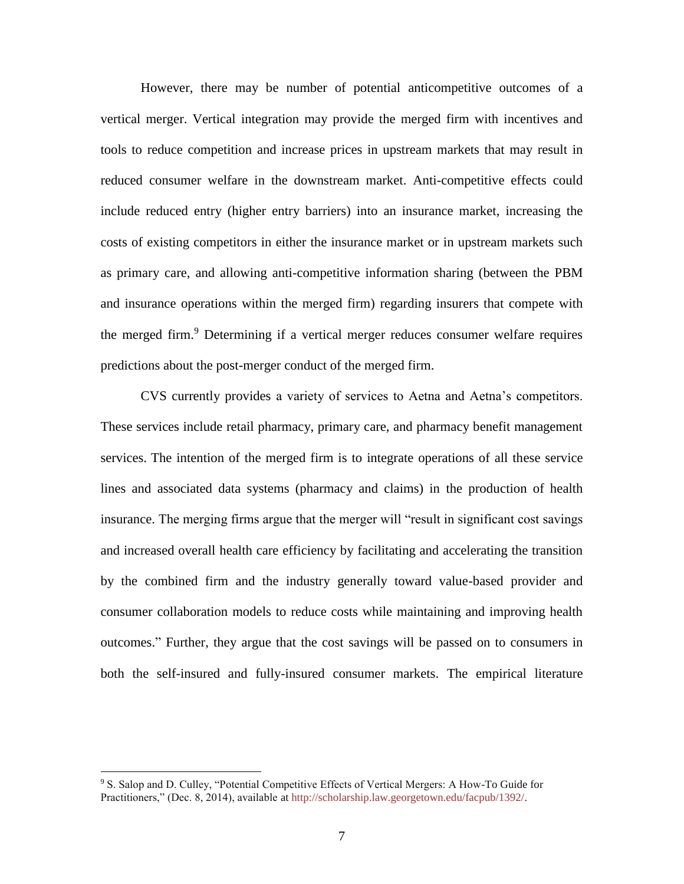However, there may be number of potential anticompetitive outcomes of a vertical merger. Vertical integration may provide the merged firm with incentives and tools to reduce competition and increase prices in upstream markets that may result in reduced consumer welfare in the downstream market. Anti-competitive effects could include reduced entry (higher entry barriers) into an insurance market, increasing the costs of existing competitors in either the insurance market or in upstream markets such as primary care, and allowing anti-competitive information sharing (between the PBM and insurance operations within the merged firm) regarding insurers that compete with the merged firm.[9] Determining if a vertical merger reduces consumer welfare requires predictions about the post-merger conduct of the merged firm.

CVS currently provides a variety of services to Aetna and Aetna's competitors. These services include retail pharmacy, primary care, and pharmacy benefit management services. The intention of the merged firm is to integrate operations of all these service lines and associated data systems (pharmacy and claims) in the production of health insurance. The merging firms argue that the merger will "result in significant cost savings and increased overall health care efficiency by facilitating and accelerating the transition by the combined firm and the industry generally toward value-based provider and consumer collaboration models to reduce costs while maintaining and improving health outcomes." Further, they argue that the cost savings will be passed on to consumers in both the self-insured and fully-insured consumer markets. The empirical literature

[9] S. Salop and D. Culley, "Potential Competitive Effects of Vertical Mergers: A How-To Guide for Practitioners," (Dec. 8, 2014), available at http://scholarship.law.georgetown.edu/facpub/1392/.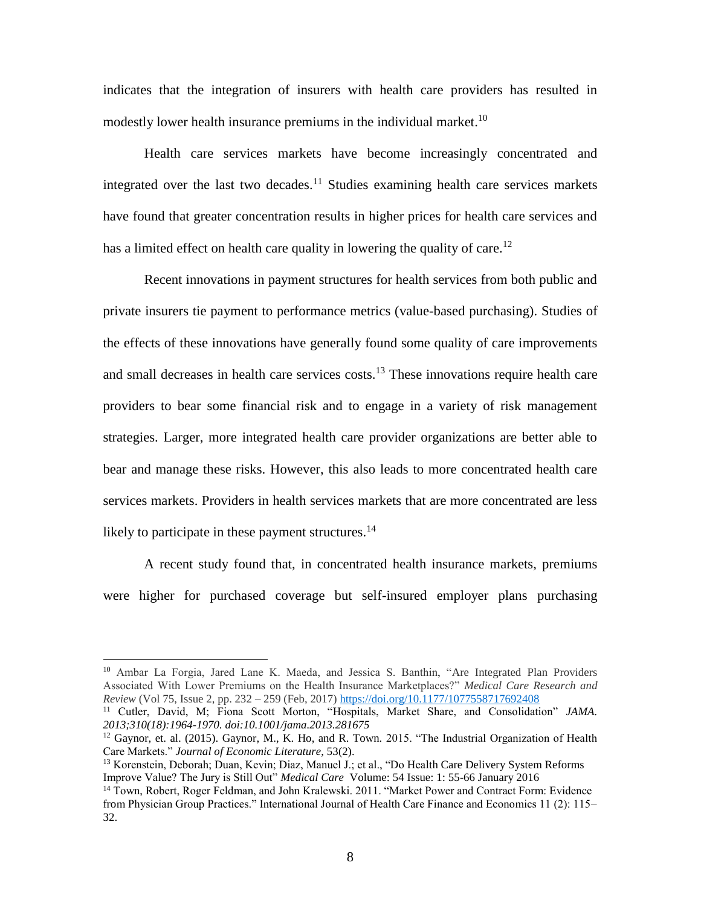indicates that the integration of insurers with health care providers has resulted in modestly lower health insurance premiums in the individual market.[10]

Health care services markets have become increasingly concentrated and integrated over the last two decades.[11] Studies examining health care services markets have found that greater concentration results in higher prices for health care services and has a limited effect on health care quality in lowering the quality of care.[12]

Recent innovations in payment structures for health services from both public and private insurers tie payment to performance metrics (value-based purchasing). Studies of the effects of these innovations have generally found some quality of care improvements and small decreases in health care services costs.[13] These innovations require health care providers to bear some financial risk and to engage in a variety of risk management strategies. Larger, more integrated health care provider organizations are better able to bear and manage these risks. However, this also leads to more concentrated health care services markets. Providers in health services markets that are more concentrated are less likely to participate in these payment structures.[14]

A recent study found that, in concentrated health insurance markets, premiums were higher for purchased coverage but self-insured employer plans purchasing

---

[10] Ambar La Forgia, Jared Lane K. Maeda, and Jessica S. Banthin, "Are Integrated Plan Providers Associated With Lower Premiums on the Health Insurance Marketplaces?" *Medical Care Research and Review* (Vol 75, Issue 2, pp. 232 – 259 (Feb, 2017) https://doi.org/10.1177/1077558717692408

[11] Cutler, David, M; Fiona Scott Morton, "Hospitals, Market Share, and Consolidation" *JAMA. 2013;310(18):1964-1970. doi:10.1001/jama.2013.281675*

[12] Gaynor, et. al. (2015). Gaynor, M., K. Ho, and R. Town. 2015. "The Industrial Organization of Health Care Markets." *Journal of Economic Literature,* 53(2).

[13] Korenstein, Deborah; Duan, Kevin; Diaz, Manuel J.; et al., "Do Health Care Delivery System Reforms Improve Value? The Jury is Still Out" *Medical Care* Volume: 54 Issue: 1: 55-66 January 2016

[14] Town, Robert, Roger Feldman, and John Kralewski. 2011. "Market Power and Contract Form: Evidence from Physician Group Practices." International Journal of Health Care Finance and Economics 11 (2): 115–32.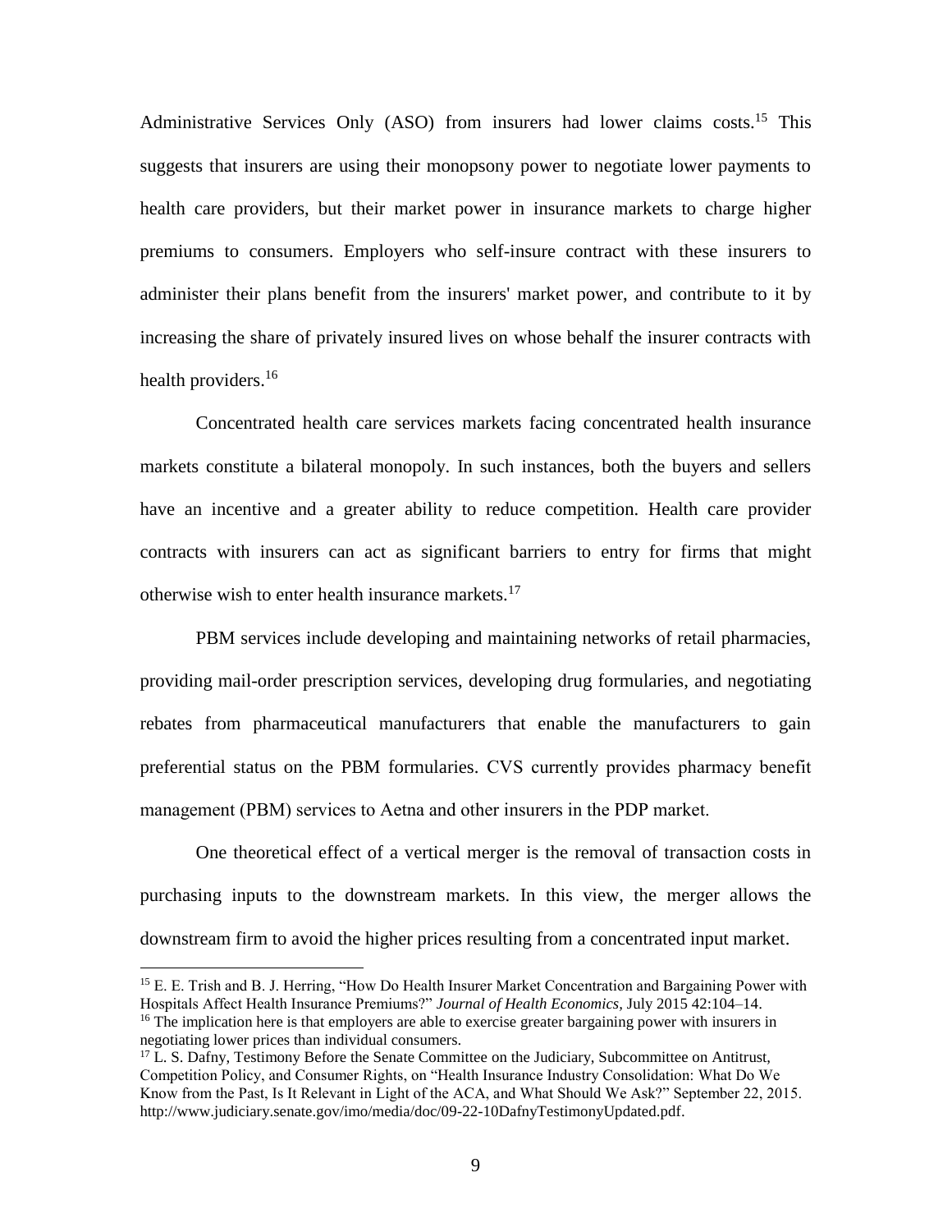Administrative Services Only (ASO) from insurers had lower claims costs.[15] This suggests that insurers are using their monopsony power to negotiate lower payments to health care providers, but their market power in insurance markets to charge higher premiums to consumers. Employers who self-insure contract with these insurers to administer their plans benefit from the insurers' market power, and contribute to it by increasing the share of privately insured lives on whose behalf the insurer contracts with health providers.[16]

Concentrated health care services markets facing concentrated health insurance markets constitute a bilateral monopoly. In such instances, both the buyers and sellers have an incentive and a greater ability to reduce competition. Health care provider contracts with insurers can act as significant barriers to entry for firms that might otherwise wish to enter health insurance markets.[17]

PBM services include developing and maintaining networks of retail pharmacies, providing mail-order prescription services, developing drug formularies, and negotiating rebates from pharmaceutical manufacturers that enable the manufacturers to gain preferential status on the PBM formularies. CVS currently provides pharmacy benefit management (PBM) services to Aetna and other insurers in the PDP market.

One theoretical effect of a vertical merger is the removal of transaction costs in purchasing inputs to the downstream markets. In this view, the merger allows the downstream firm to avoid the higher prices resulting from a concentrated input market.

---

[15] E. E. Trish and B. J. Herring, "How Do Health Insurer Market Concentration and Bargaining Power with Hospitals Affect Health Insurance Premiums?" *Journal of Health Economics*, July 2015 42:104–14.

[16] The implication here is that employers are able to exercise greater bargaining power with insurers in negotiating lower prices than individual consumers.

[17] L. S. Dafny, Testimony Before the Senate Committee on the Judiciary, Subcommittee on Antitrust, Competition Policy, and Consumer Rights, on "Health Insurance Industry Consolidation: What Do We Know from the Past, Is It Relevant in Light of the ACA, and What Should We Ask?" September 22, 2015. http://www.judiciary.senate.gov/imo/media/doc/09-22-10DafnyTestimonyUpdated.pdf.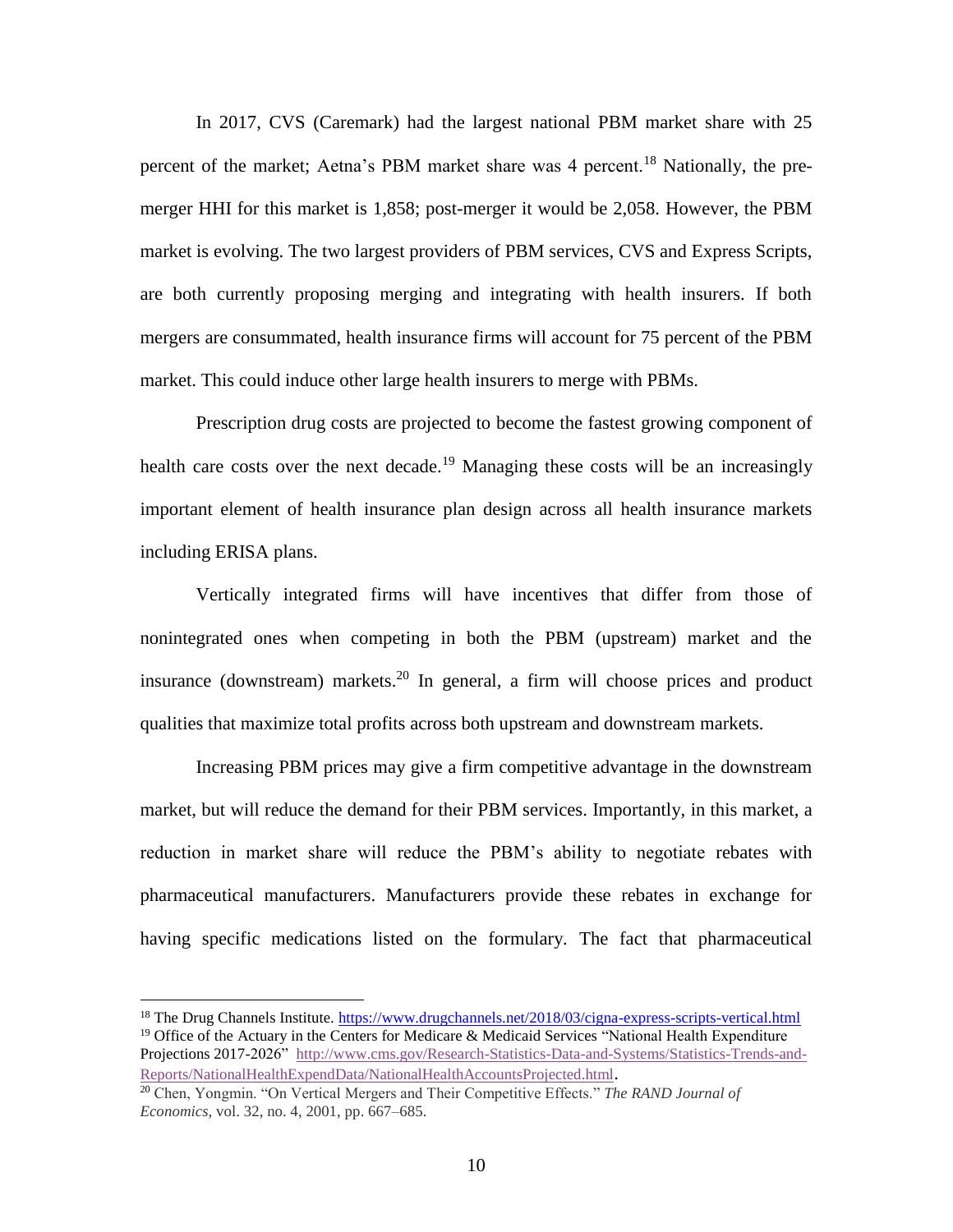In 2017, CVS (Caremark) had the largest national PBM market share with 25 percent of the market; Aetna's PBM market share was 4 percent.[18] Nationally, the pre-merger HHI for this market is 1,858; post-merger it would be 2,058. However, the PBM market is evolving. The two largest providers of PBM services, CVS and Express Scripts, are both currently proposing merging and integrating with health insurers. If both mergers are consummated, health insurance firms will account for 75 percent of the PBM market. This could induce other large health insurers to merge with PBMs.

Prescription drug costs are projected to become the fastest growing component of health care costs over the next decade.[19] Managing these costs will be an increasingly important element of health insurance plan design across all health insurance markets including ERISA plans.

Vertically integrated firms will have incentives that differ from those of nonintegrated ones when competing in both the PBM (upstream) market and the insurance (downstream) markets.[20] In general, a firm will choose prices and product qualities that maximize total profits across both upstream and downstream markets.

Increasing PBM prices may give a firm competitive advantage in the downstream market, but will reduce the demand for their PBM services. Importantly, in this market, a reduction in market share will reduce the PBM's ability to negotiate rebates with pharmaceutical manufacturers. Manufacturers provide these rebates in exchange for having specific medications listed on the formulary. The fact that pharmaceutical

---

[18] The Drug Channels Institute. https://www.drugchannels.net/2018/03/cigna-express-scripts-vertical.html

[19] Office of the Actuary in the Centers for Medicare & Medicaid Services "National Health Expenditure Projections 2017-2026" http://www.cms.gov/Research-Statistics-Data-and-Systems/Statistics-Trends-and-Reports/NationalHealthExpendData/NationalHealthAccountsProjected.html.

[20] Chen, Yongmin. "On Vertical Mergers and Their Competitive Effects." *The RAND Journal of Economics*, vol. 32, no. 4, 2001, pp. 667–685.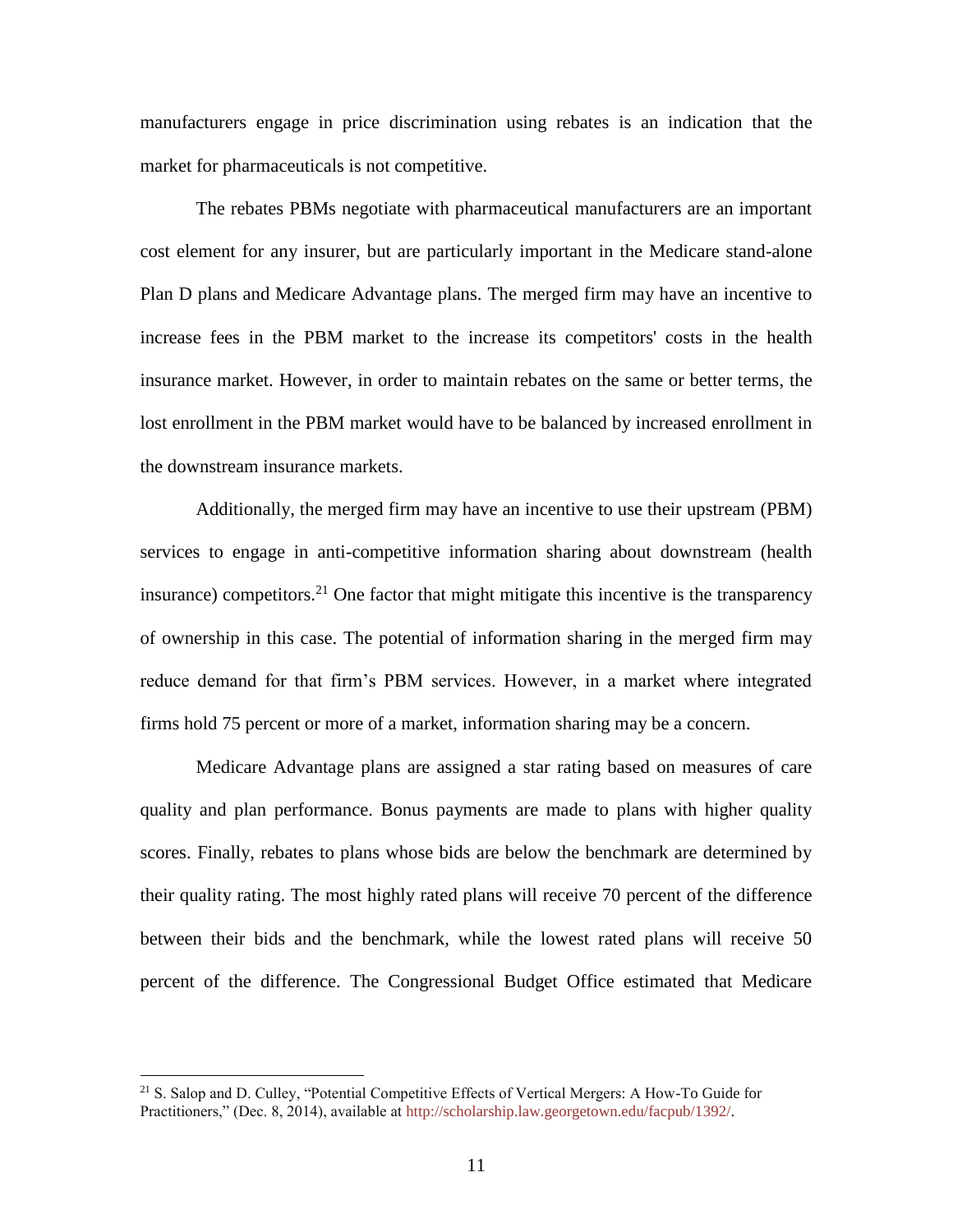manufacturers engage in price discrimination using rebates is an indication that the market for pharmaceuticals is not competitive.

The rebates PBMs negotiate with pharmaceutical manufacturers are an important cost element for any insurer, but are particularly important in the Medicare stand-alone Plan D plans and Medicare Advantage plans. The merged firm may have an incentive to increase fees in the PBM market to the increase its competitors' costs in the health insurance market. However, in order to maintain rebates on the same or better terms, the lost enrollment in the PBM market would have to be balanced by increased enrollment in the downstream insurance markets.

Additionally, the merged firm may have an incentive to use their upstream (PBM) services to engage in anti-competitive information sharing about downstream (health insurance) competitors.[21] One factor that might mitigate this incentive is the transparency of ownership in this case. The potential of information sharing in the merged firm may reduce demand for that firm's PBM services. However, in a market where integrated firms hold 75 percent or more of a market, information sharing may be a concern.

Medicare Advantage plans are assigned a star rating based on measures of care quality and plan performance. Bonus payments are made to plans with higher quality scores. Finally, rebates to plans whose bids are below the benchmark are determined by their quality rating. The most highly rated plans will receive 70 percent of the difference between their bids and the benchmark, while the lowest rated plans will receive 50 percent of the difference. The Congressional Budget Office estimated that Medicare

---

[21] S. Salop and D. Culley, "Potential Competitive Effects of Vertical Mergers: A How-To Guide for Practitioners," (Dec. 8, 2014), available at http://scholarship.law.georgetown.edu/facpub/1392/.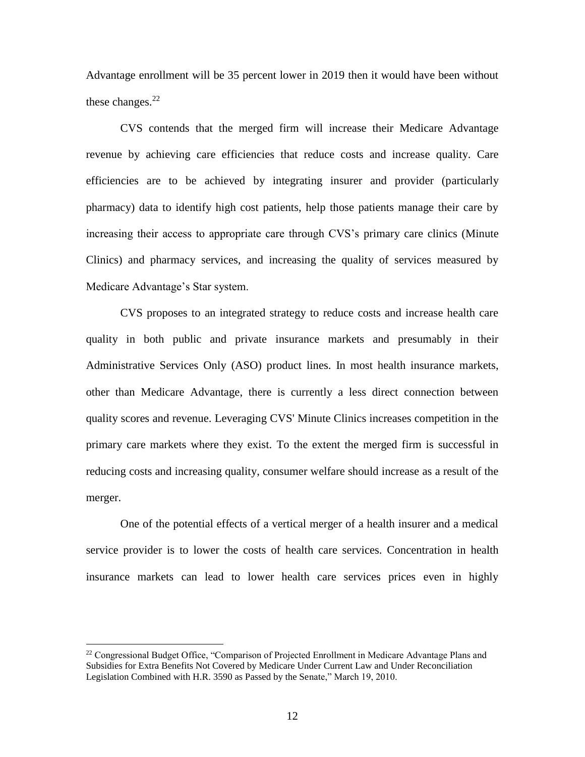Advantage enrollment will be 35 percent lower in 2019 then it would have been without these changes.[22]

CVS contends that the merged firm will increase their Medicare Advantage revenue by achieving care efficiencies that reduce costs and increase quality. Care efficiencies are to be achieved by integrating insurer and provider (particularly pharmacy) data to identify high cost patients, help those patients manage their care by increasing their access to appropriate care through CVS's primary care clinics (Minute Clinics) and pharmacy services, and increasing the quality of services measured by Medicare Advantage's Star system.

CVS proposes to an integrated strategy to reduce costs and increase health care quality in both public and private insurance markets and presumably in their Administrative Services Only (ASO) product lines. In most health insurance markets, other than Medicare Advantage, there is currently a less direct connection between quality scores and revenue. Leveraging CVS' Minute Clinics increases competition in the primary care markets where they exist. To the extent the merged firm is successful in reducing costs and increasing quality, consumer welfare should increase as a result of the merger.

One of the potential effects of a vertical merger of a health insurer and a medical service provider is to lower the costs of health care services. Concentration in health insurance markets can lead to lower health care services prices even in highly

---

[22] Congressional Budget Office, "Comparison of Projected Enrollment in Medicare Advantage Plans and Subsidies for Extra Benefits Not Covered by Medicare Under Current Law and Under Reconciliation Legislation Combined with H.R. 3590 as Passed by the Senate," March 19, 2010.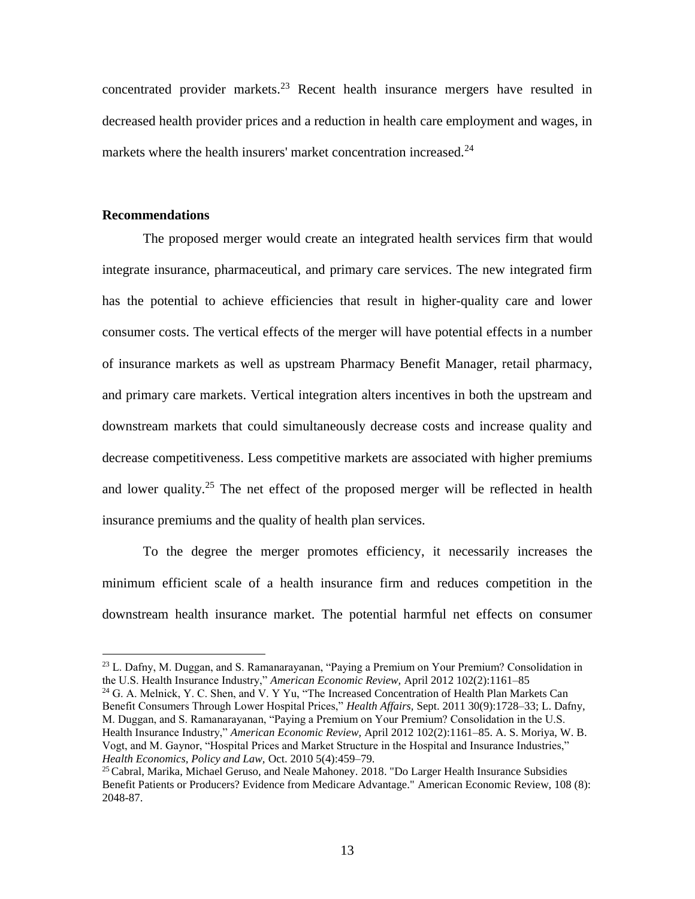concentrated provider markets.[23] Recent health insurance mergers have resulted in decreased health provider prices and a reduction in health care employment and wages, in markets where the health insurers' market concentration increased.[24]

**Recommendations**

The proposed merger would create an integrated health services firm that would integrate insurance, pharmaceutical, and primary care services. The new integrated firm has the potential to achieve efficiencies that result in higher-quality care and lower consumer costs. The vertical effects of the merger will have potential effects in a number of insurance markets as well as upstream Pharmacy Benefit Manager, retail pharmacy, and primary care markets. Vertical integration alters incentives in both the upstream and downstream markets that could simultaneously decrease costs and increase quality and decrease competitiveness. Less competitive markets are associated with higher premiums and lower quality.[25] The net effect of the proposed merger will be reflected in health insurance premiums and the quality of health plan services.

To the degree the merger promotes efficiency, it necessarily increases the minimum efficient scale of a health insurance firm and reduces competition in the downstream health insurance market. The potential harmful net effects on consumer

---

[23] L. Dafny, M. Duggan, and S. Ramanarayanan, "Paying a Premium on Your Premium? Consolidation in the U.S. Health Insurance Industry," *American Economic Review*, April 2012 102(2):1161–85

[24] G. A. Melnick, Y. C. Shen, and V. Y Yu, "The Increased Concentration of Health Plan Markets Can Benefit Consumers Through Lower Hospital Prices," *Health Affairs*, Sept. 2011 30(9):1728–33; L. Dafny, M. Duggan, and S. Ramanarayanan, "Paying a Premium on Your Premium? Consolidation in the U.S. Health Insurance Industry," *American Economic Review*, April 2012 102(2):1161–85. A. S. Moriya, W. B. Vogt, and M. Gaynor, "Hospital Prices and Market Structure in the Hospital and Insurance Industries," *Health Economics, Policy and Law*, Oct. 2010 5(4):459–79.

[25] Cabral, Marika, Michael Geruso, and Neale Mahoney. 2018. "Do Larger Health Insurance Subsidies Benefit Patients or Producers? Evidence from Medicare Advantage." American Economic Review, 108 (8): 2048-87.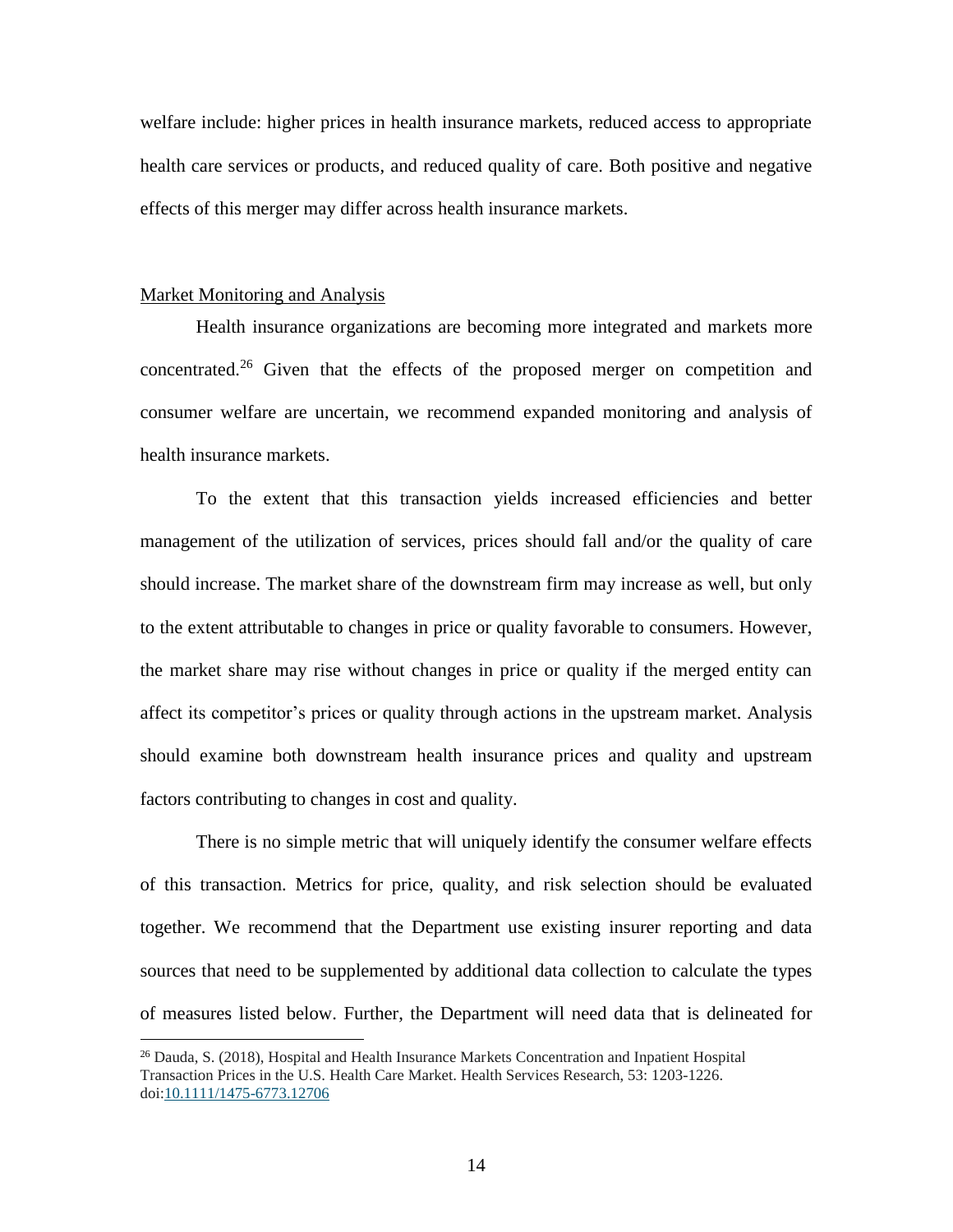welfare include: higher prices in health insurance markets, reduced access to appropriate health care services or products, and reduced quality of care. Both positive and negative effects of this merger may differ across health insurance markets.

## Market Monitoring and Analysis

Health insurance organizations are becoming more integrated and markets more concentrated.[26] Given that the effects of the proposed merger on competition and consumer welfare are uncertain, we recommend expanded monitoring and analysis of health insurance markets.

To the extent that this transaction yields increased efficiencies and better management of the utilization of services, prices should fall and/or the quality of care should increase. The market share of the downstream firm may increase as well, but only to the extent attributable to changes in price or quality favorable to consumers. However, the market share may rise without changes in price or quality if the merged entity can affect its competitor's prices or quality through actions in the upstream market. Analysis should examine both downstream health insurance prices and quality and upstream factors contributing to changes in cost and quality.

There is no simple metric that will uniquely identify the consumer welfare effects of this transaction. Metrics for price, quality, and risk selection should be evaluated together. We recommend that the Department use existing insurer reporting and data sources that need to be supplemented by additional data collection to calculate the types of measures listed below. Further, the Department will need data that is delineated for

[26] Dauda, S. (2018), Hospital and Health Insurance Markets Concentration and Inpatient Hospital Transaction Prices in the U.S. Health Care Market. Health Services Research, 53: 1203-1226. doi:10.1111/1475-6773.12706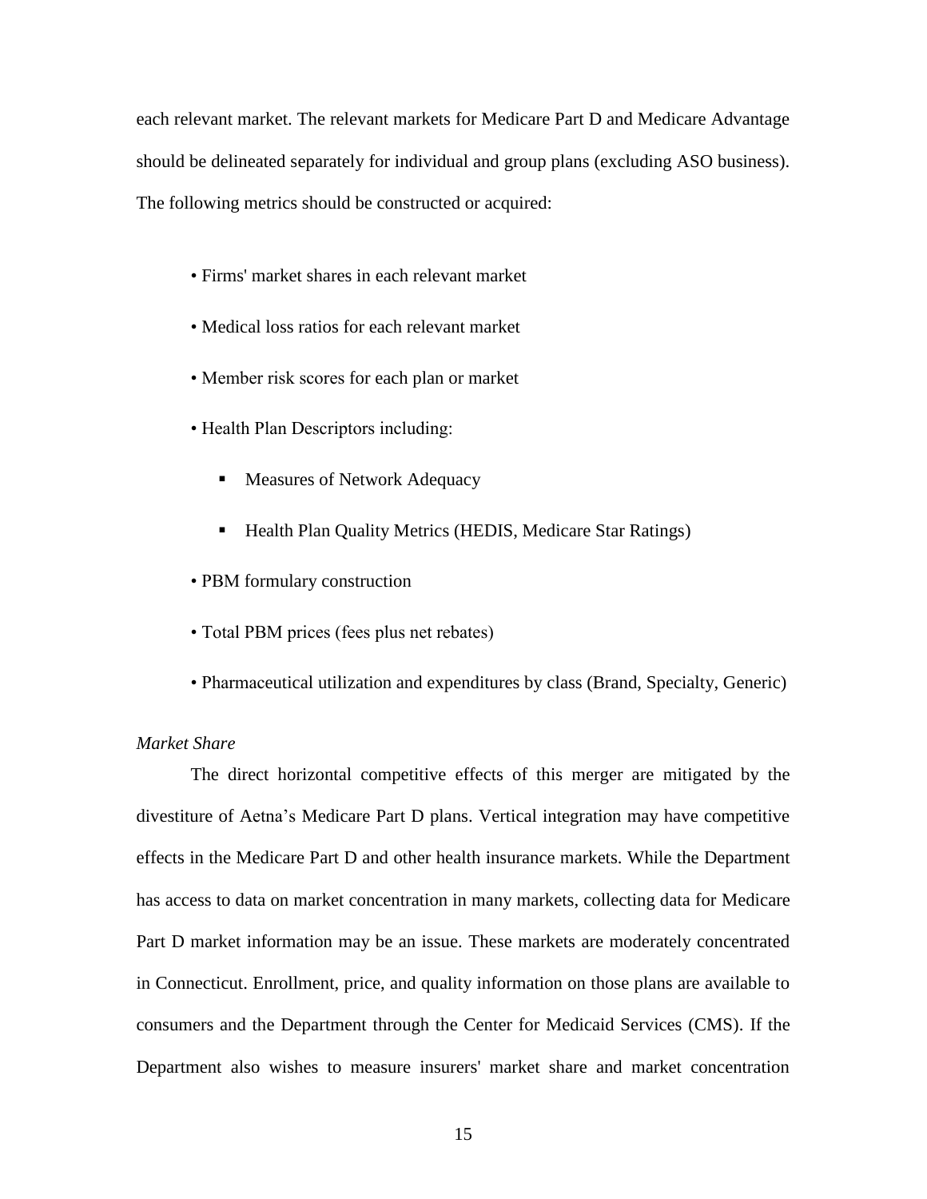each relevant market. The relevant markets for Medicare Part D and Medicare Advantage should be delineated separately for individual and group plans (excluding ASO business). The following metrics should be constructed or acquired:

- Firms' market shares in each relevant market
- Medical loss ratios for each relevant market
- Member risk scores for each plan or market
- Health Plan Descriptors including:
    - Measures of Network Adequacy
    - Health Plan Quality Metrics (HEDIS, Medicare Star Ratings)
- PBM formulary construction
- Total PBM prices (fees plus net rebates)
- Pharmaceutical utilization and expenditures by class (Brand, Specialty, Generic)

*Market Share*

The direct horizontal competitive effects of this merger are mitigated by the divestiture of Aetna's Medicare Part D plans. Vertical integration may have competitive effects in the Medicare Part D and other health insurance markets. While the Department has access to data on market concentration in many markets, collecting data for Medicare Part D market information may be an issue. These markets are moderately concentrated in Connecticut. Enrollment, price, and quality information on those plans are available to consumers and the Department through the Center for Medicaid Services (CMS). If the Department also wishes to measure insurers' market share and market concentration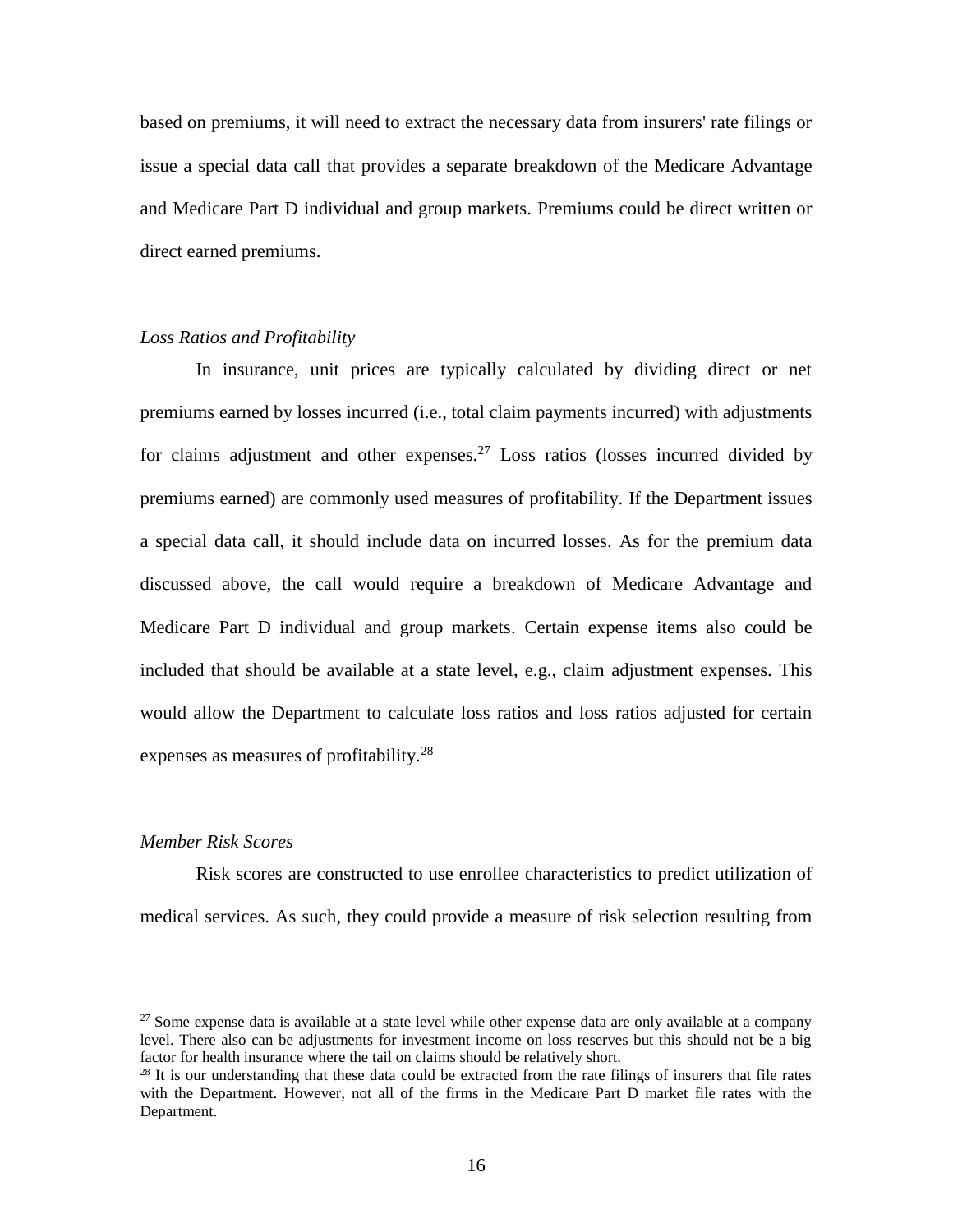based on premiums, it will need to extract the necessary data from insurers' rate filings or issue a special data call that provides a separate breakdown of the Medicare Advantage and Medicare Part D individual and group markets. Premiums could be direct written or direct earned premiums.

*Loss Ratios and Profitability*

In insurance, unit prices are typically calculated by dividing direct or net premiums earned by losses incurred (i.e., total claim payments incurred) with adjustments for claims adjustment and other expenses.[27] Loss ratios (losses incurred divided by premiums earned) are commonly used measures of profitability. If the Department issues a special data call, it should include data on incurred losses. As for the premium data discussed above, the call would require a breakdown of Medicare Advantage and Medicare Part D individual and group markets. Certain expense items also could be included that should be available at a state level, e.g., claim adjustment expenses. This would allow the Department to calculate loss ratios and loss ratios adjusted for certain expenses as measures of profitability.[28]

*Member Risk Scores*

Risk scores are constructed to use enrollee characteristics to predict utilization of medical services. As such, they could provide a measure of risk selection resulting from

---

[27] Some expense data is available at a state level while other expense data are only available at a company level. There also can be adjustments for investment income on loss reserves but this should not be a big factor for health insurance where the tail on claims should be relatively short.

[28] It is our understanding that these data could be extracted from the rate filings of insurers that file rates with the Department. However, not all of the firms in the Medicare Part D market file rates with the Department.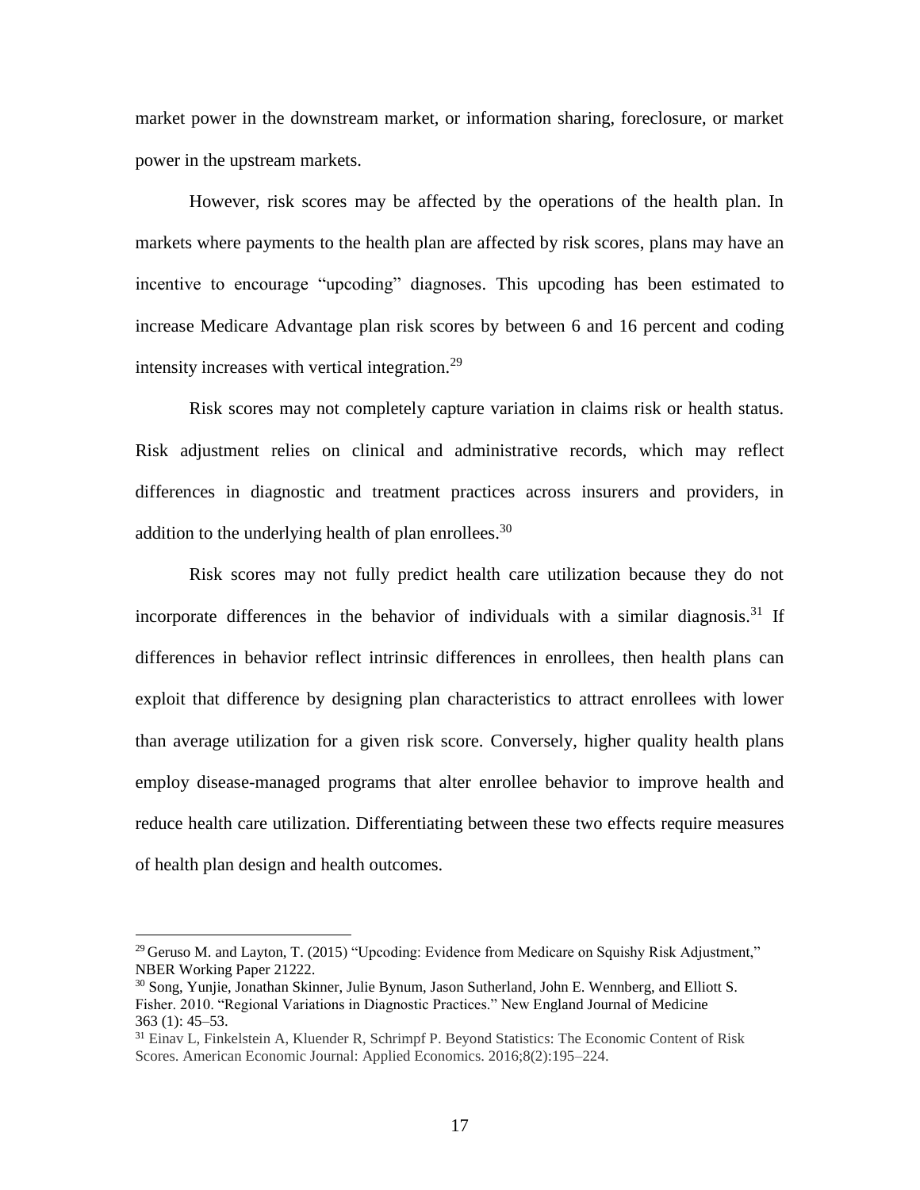market power in the downstream market, or information sharing, foreclosure, or market power in the upstream markets.

However, risk scores may be affected by the operations of the health plan. In markets where payments to the health plan are affected by risk scores, plans may have an incentive to encourage "upcoding" diagnoses. This upcoding has been estimated to increase Medicare Advantage plan risk scores by between 6 and 16 percent and coding intensity increases with vertical integration.[29]

Risk scores may not completely capture variation in claims risk or health status. Risk adjustment relies on clinical and administrative records, which may reflect differences in diagnostic and treatment practices across insurers and providers, in addition to the underlying health of plan enrollees.[30]

Risk scores may not fully predict health care utilization because they do not incorporate differences in the behavior of individuals with a similar diagnosis.[31] If differences in behavior reflect intrinsic differences in enrollees, then health plans can exploit that difference by designing plan characteristics to attract enrollees with lower than average utilization for a given risk score. Conversely, higher quality health plans employ disease-managed programs that alter enrollee behavior to improve health and reduce health care utilization. Differentiating between these two effects require measures of health plan design and health outcomes.

---

[29] Geruso M. and Layton, T. (2015) "Upcoding: Evidence from Medicare on Squishy Risk Adjustment," NBER Working Paper 21222.

[30] Song, Yunjie, Jonathan Skinner, Julie Bynum, Jason Sutherland, John E. Wennberg, and Elliott S. Fisher. 2010. "Regional Variations in Diagnostic Practices." New England Journal of Medicine 363 (1): 45–53.

[31] Einav L, Finkelstein A, Kluender R, Schrimpf P. Beyond Statistics: The Economic Content of Risk Scores. American Economic Journal: Applied Economics. 2016;8(2):195–224.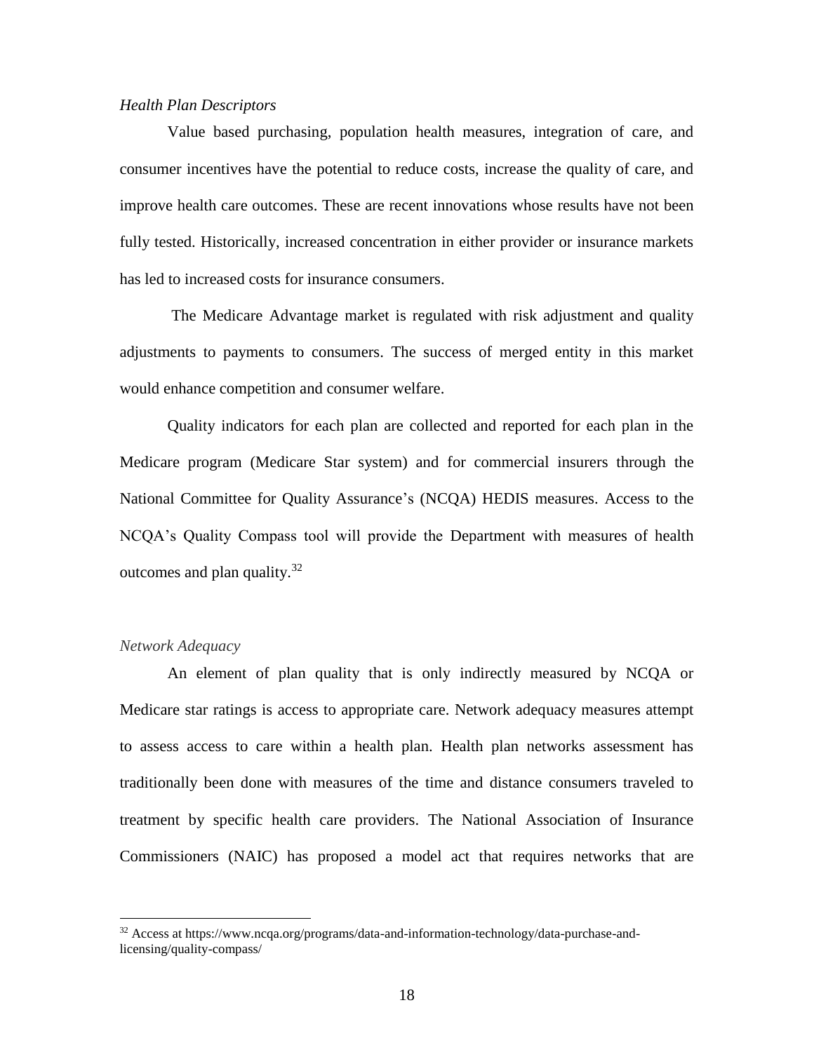*Health Plan Descriptors*

Value based purchasing, population health measures, integration of care, and consumer incentives have the potential to reduce costs, increase the quality of care, and improve health care outcomes. These are recent innovations whose results have not been fully tested. Historically, increased concentration in either provider or insurance markets has led to increased costs for insurance consumers.

The Medicare Advantage market is regulated with risk adjustment and quality adjustments to payments to consumers. The success of merged entity in this market would enhance competition and consumer welfare.

Quality indicators for each plan are collected and reported for each plan in the Medicare program (Medicare Star system) and for commercial insurers through the National Committee for Quality Assurance's (NCQA) HEDIS measures. Access to the NCQA's Quality Compass tool will provide the Department with measures of health outcomes and plan quality.[32]

*Network Adequacy*

An element of plan quality that is only indirectly measured by NCQA or Medicare star ratings is access to appropriate care. Network adequacy measures attempt to assess access to care within a health plan. Health plan networks assessment has traditionally been done with measures of the time and distance consumers traveled to treatment by specific health care providers. The National Association of Insurance Commissioners (NAIC) has proposed a model act that requires networks that are

---

[32] Access at https://www.ncqa.org/programs/data-and-information-technology/data-purchase-and-licensing/quality-compass/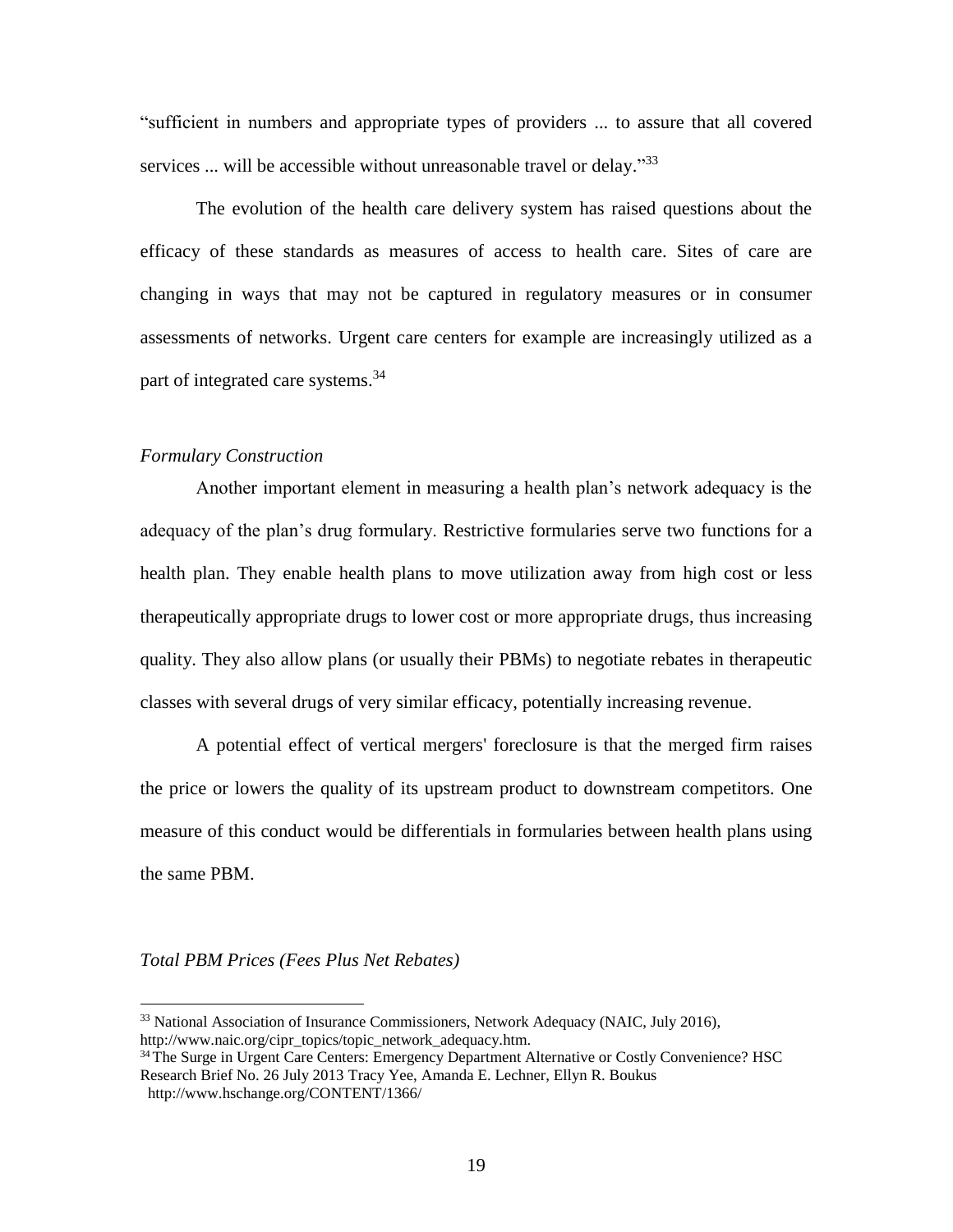"sufficient in numbers and appropriate types of providers ... to assure that all covered services ... will be accessible without unreasonable travel or delay."[33]

The evolution of the health care delivery system has raised questions about the efficacy of these standards as measures of access to health care. Sites of care are changing in ways that may not be captured in regulatory measures or in consumer assessments of networks. Urgent care centers for example are increasingly utilized as a part of integrated care systems.[34]

*Formulary Construction*

Another important element in measuring a health plan's network adequacy is the adequacy of the plan's drug formulary. Restrictive formularies serve two functions for a health plan. They enable health plans to move utilization away from high cost or less therapeutically appropriate drugs to lower cost or more appropriate drugs, thus increasing quality. They also allow plans (or usually their PBMs) to negotiate rebates in therapeutic classes with several drugs of very similar efficacy, potentially increasing revenue.

A potential effect of vertical mergers' foreclosure is that the merged firm raises the price or lowers the quality of its upstream product to downstream competitors. One measure of this conduct would be differentials in formularies between health plans using the same PBM.

*Total PBM Prices (Fees Plus Net Rebates)*

---

[33] National Association of Insurance Commissioners, Network Adequacy (NAIC, July 2016), http://www.naic.org/cipr_topics/topic_network_adequacy.htm.

[34] The Surge in Urgent Care Centers: Emergency Department Alternative or Costly Convenience? HSC Research Brief No. 26 July 2013 Tracy Yee, Amanda E. Lechner, Ellyn R. Boukus http://www.hschange.org/CONTENT/1366/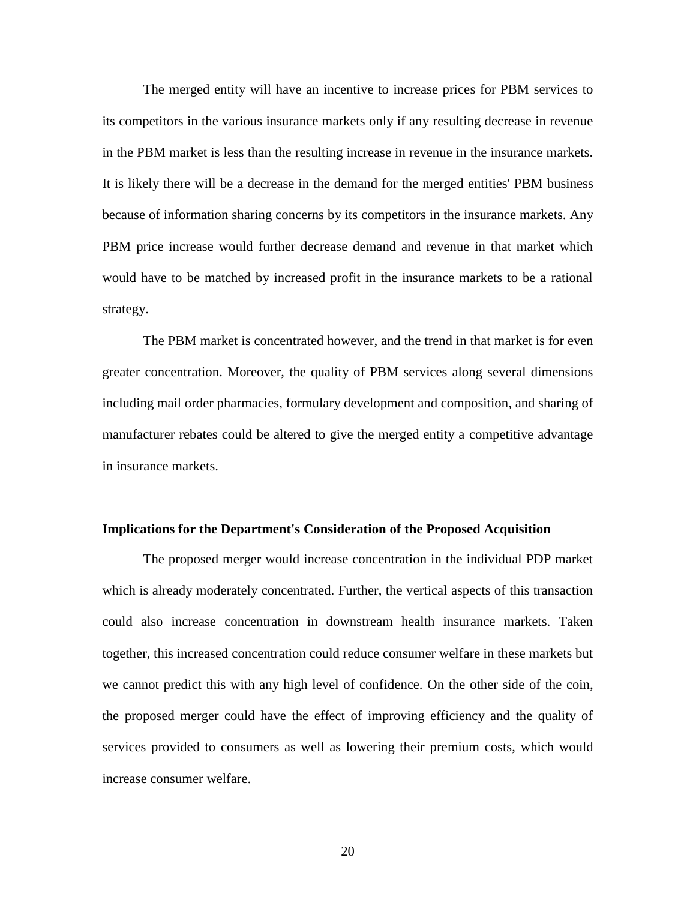The merged entity will have an incentive to increase prices for PBM services to its competitors in the various insurance markets only if any resulting decrease in revenue in the PBM market is less than the resulting increase in revenue in the insurance markets. It is likely there will be a decrease in the demand for the merged entities' PBM business because of information sharing concerns by its competitors in the insurance markets. Any PBM price increase would further decrease demand and revenue in that market which would have to be matched by increased profit in the insurance markets to be a rational strategy.

The PBM market is concentrated however, and the trend in that market is for even greater concentration. Moreover, the quality of PBM services along several dimensions including mail order pharmacies, formulary development and composition, and sharing of manufacturer rebates could be altered to give the merged entity a competitive advantage in insurance markets.

**Implications for the Department's Consideration of the Proposed Acquisition**

The proposed merger would increase concentration in the individual PDP market which is already moderately concentrated. Further, the vertical aspects of this transaction could also increase concentration in downstream health insurance markets. Taken together, this increased concentration could reduce consumer welfare in these markets but we cannot predict this with any high level of confidence. On the other side of the coin, the proposed merger could have the effect of improving efficiency and the quality of services provided to consumers as well as lowering their premium costs, which would increase consumer welfare.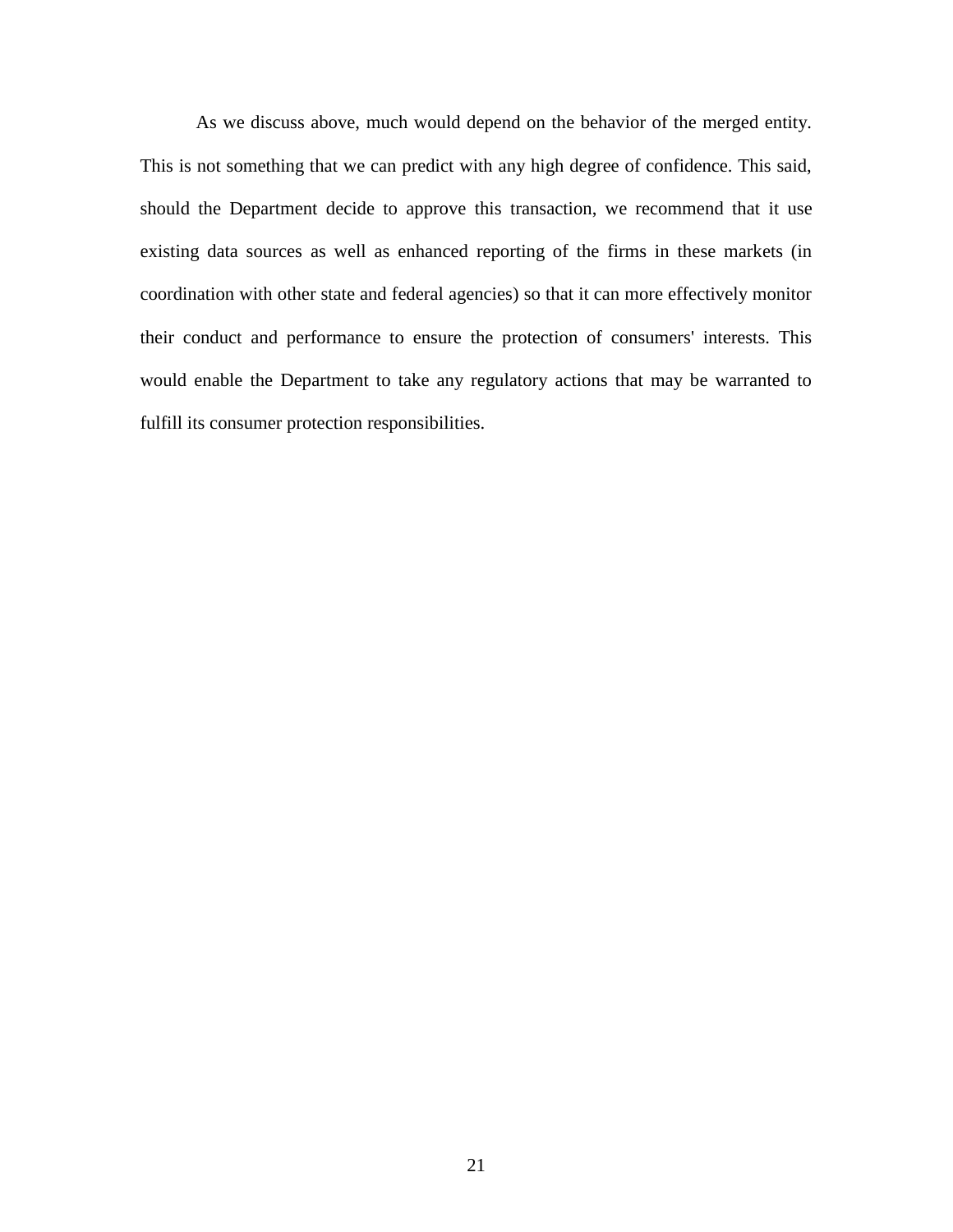As we discuss above, much would depend on the behavior of the merged entity. This is not something that we can predict with any high degree of confidence. This said, should the Department decide to approve this transaction, we recommend that it use existing data sources as well as enhanced reporting of the firms in these markets (in coordination with other state and federal agencies) so that it can more effectively monitor their conduct and performance to ensure the protection of consumers' interests. This would enable the Department to take any regulatory actions that may be warranted to fulfill its consumer protection responsibilities.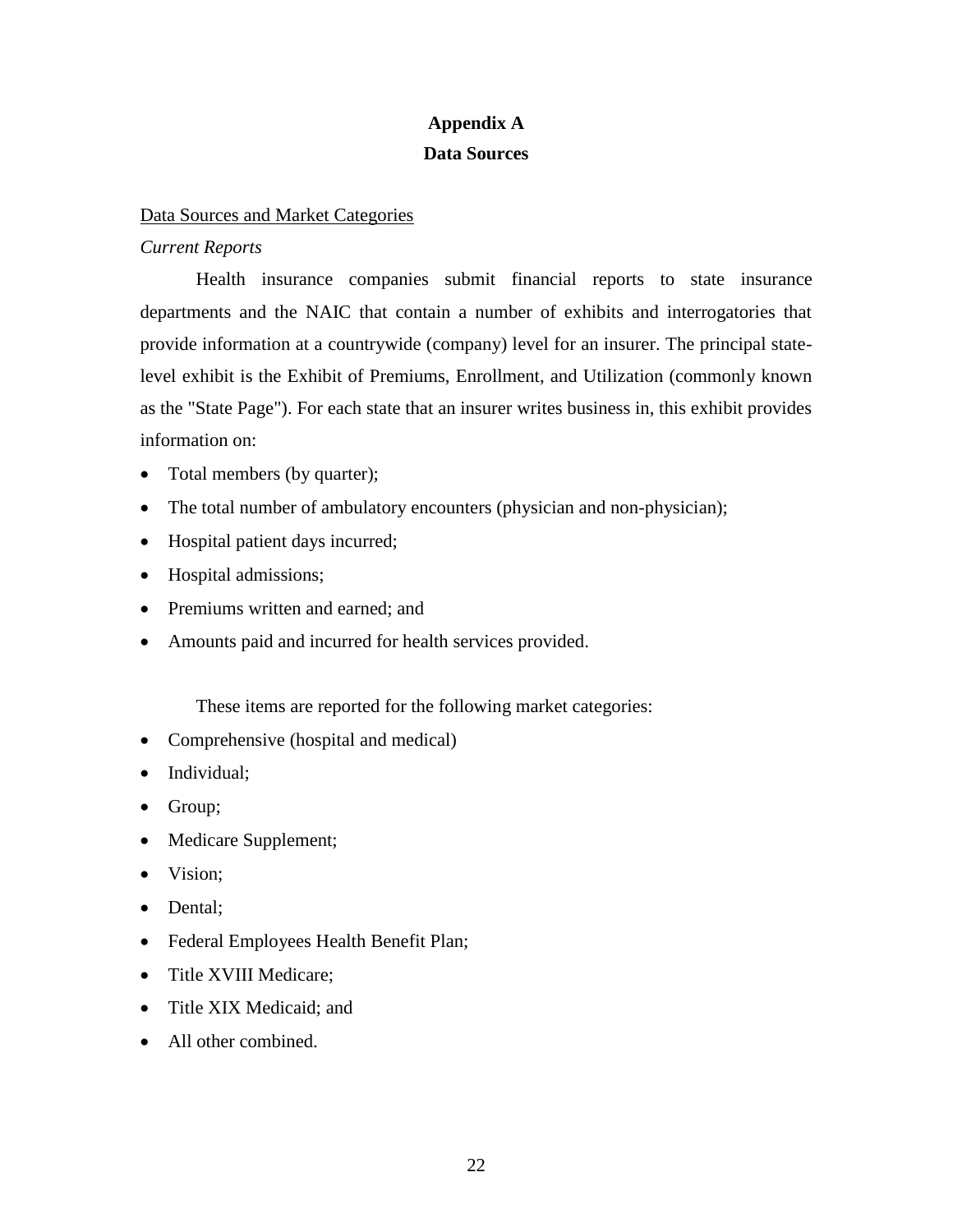# Appendix A
## Data Sources

<u>Data Sources and Market Categories</u>

*Current Reports*

Health insurance companies submit financial reports to state insurance departments and the NAIC that contain a number of exhibits and interrogatories that provide information at a countrywide (company) level for an insurer. The principal state-level exhibit is the Exhibit of Premiums, Enrollment, and Utilization (commonly known as the "State Page"). For each state that an insurer writes business in, this exhibit provides information on:

- Total members (by quarter);
- The total number of ambulatory encounters (physician and non-physician);
- Hospital patient days incurred;
- Hospital admissions;
- Premiums written and earned; and
- Amounts paid and incurred for health services provided.

These items are reported for the following market categories:

- Comprehensive (hospital and medical)
- Individual;
- Group;
- Medicare Supplement;
- Vision;
- Dental;
- Federal Employees Health Benefit Plan;
- Title XVIII Medicare;
- Title XIX Medicaid; and
- All other combined.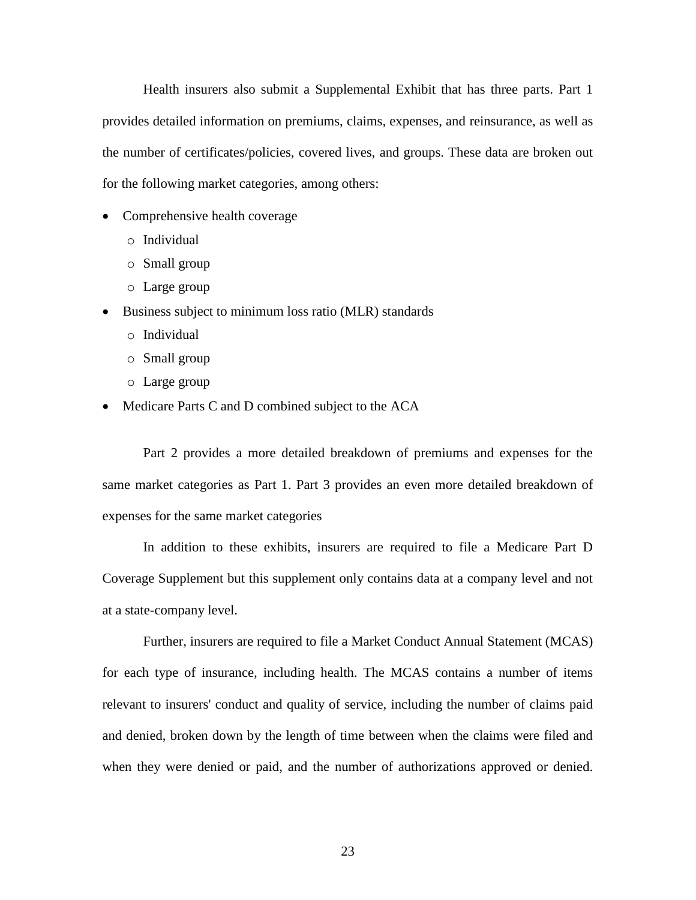Health insurers also submit a Supplemental Exhibit that has three parts. Part 1 provides detailed information on premiums, claims, expenses, and reinsurance, as well as the number of certificates/policies, covered lives, and groups. These data are broken out for the following market categories, among others:

- Comprehensive health coverage
  - Individual
  - Small group
  - Large group
- Business subject to minimum loss ratio (MLR) standards
  - Individual
  - Small group
  - Large group
- Medicare Parts C and D combined subject to the ACA

Part 2 provides a more detailed breakdown of premiums and expenses for the same market categories as Part 1. Part 3 provides an even more detailed breakdown of expenses for the same market categories

In addition to these exhibits, insurers are required to file a Medicare Part D Coverage Supplement but this supplement only contains data at a company level and not at a state-company level.

Further, insurers are required to file a Market Conduct Annual Statement (MCAS) for each type of insurance, including health. The MCAS contains a number of items relevant to insurers' conduct and quality of service, including the number of claims paid and denied, broken down by the length of time between when the claims were filed and when they were denied or paid, and the number of authorizations approved or denied.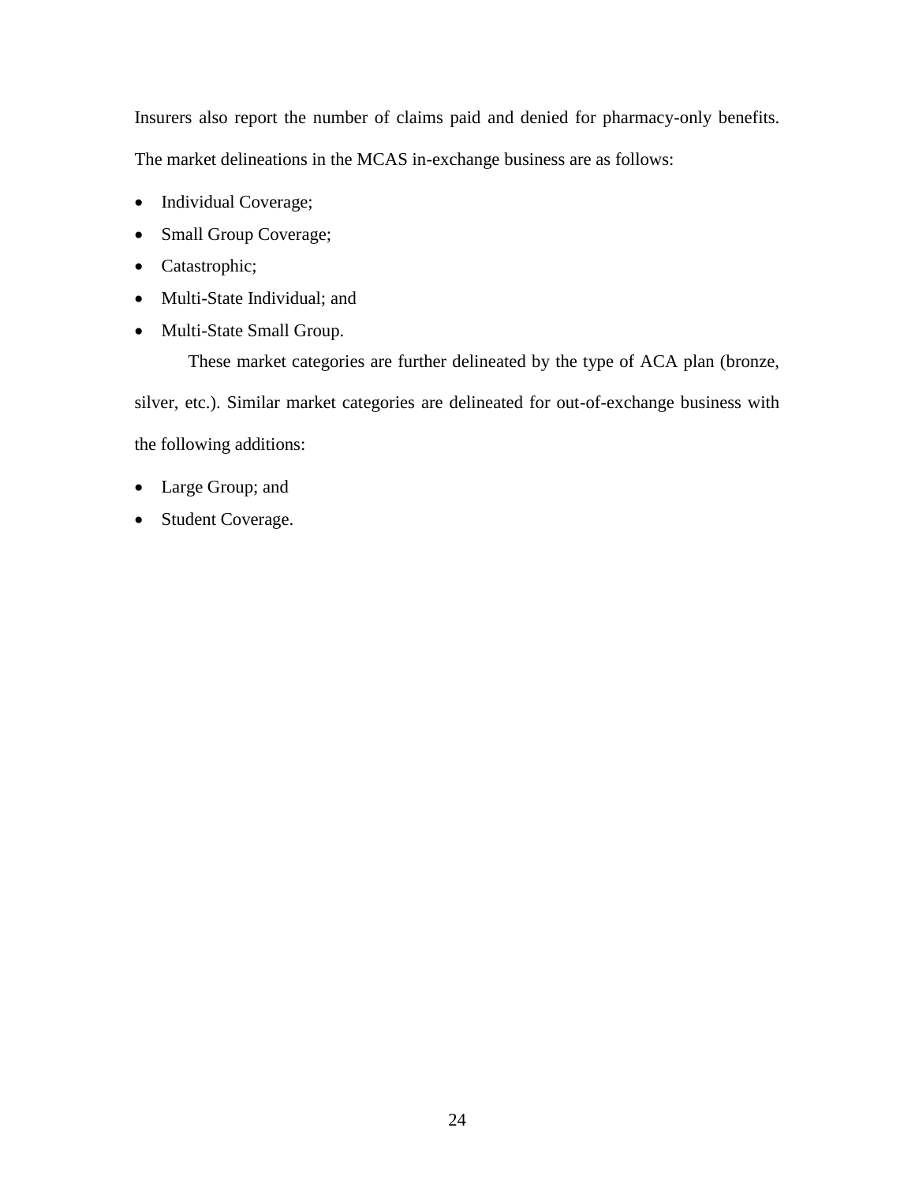Insurers also report the number of claims paid and denied for pharmacy-only benefits. The market delineations in the MCAS in-exchange business are as follows:

- Individual Coverage;
- Small Group Coverage;
- Catastrophic;
- Multi-State Individual; and
- Multi-State Small Group.

These market categories are further delineated by the type of ACA plan (bronze, silver, etc.). Similar market categories are delineated for out-of-exchange business with the following additions:

- Large Group; and
- Student Coverage.